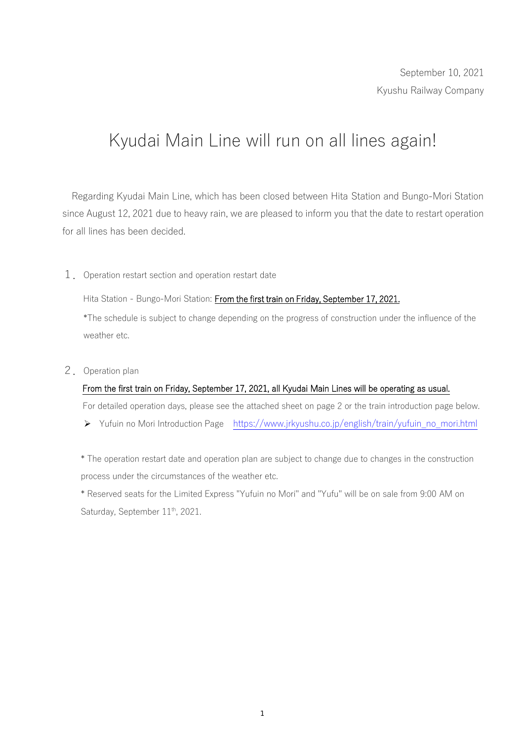September 10, 2021

Kyushu Railway Company

# Kyudai Main Line will run on all lines again!

Regarding Kyudai Main Line, which has been closed between Hita Station and Bungo-Mori Station since August 12, 2021 due to heavy rain, we are pleased to inform you that the date to restart operation for all lines has been decided.

1. Operation restart section and operation restart date

   Hita Station - Bungo-Mori Station: From the first train on Friday, September 17, 2021.

   *The schedule is subject to change depending on the progress of construction under the influence of the weather etc.

2. Operation plan

   From the first train on Friday, September 17, 2021, all Kyudai Main Lines will be operating as usual.

   For detailed operation days, please see the attached sheet on page 2 or the train introduction page below.

   - Yufuin no Mori Introduction Page https://www.jrkyushu.co.jp/english/train/yufuin_no_mori.html

* The operation restart date and operation plan are subject to change due to changes in the construction process under the circumstances of the weather etc.

* Reserved seats for the Limited Express "Yufuin no Mori" and "Yufu" will be on sale from 9:00 AM on Saturday, September 11th, 2021.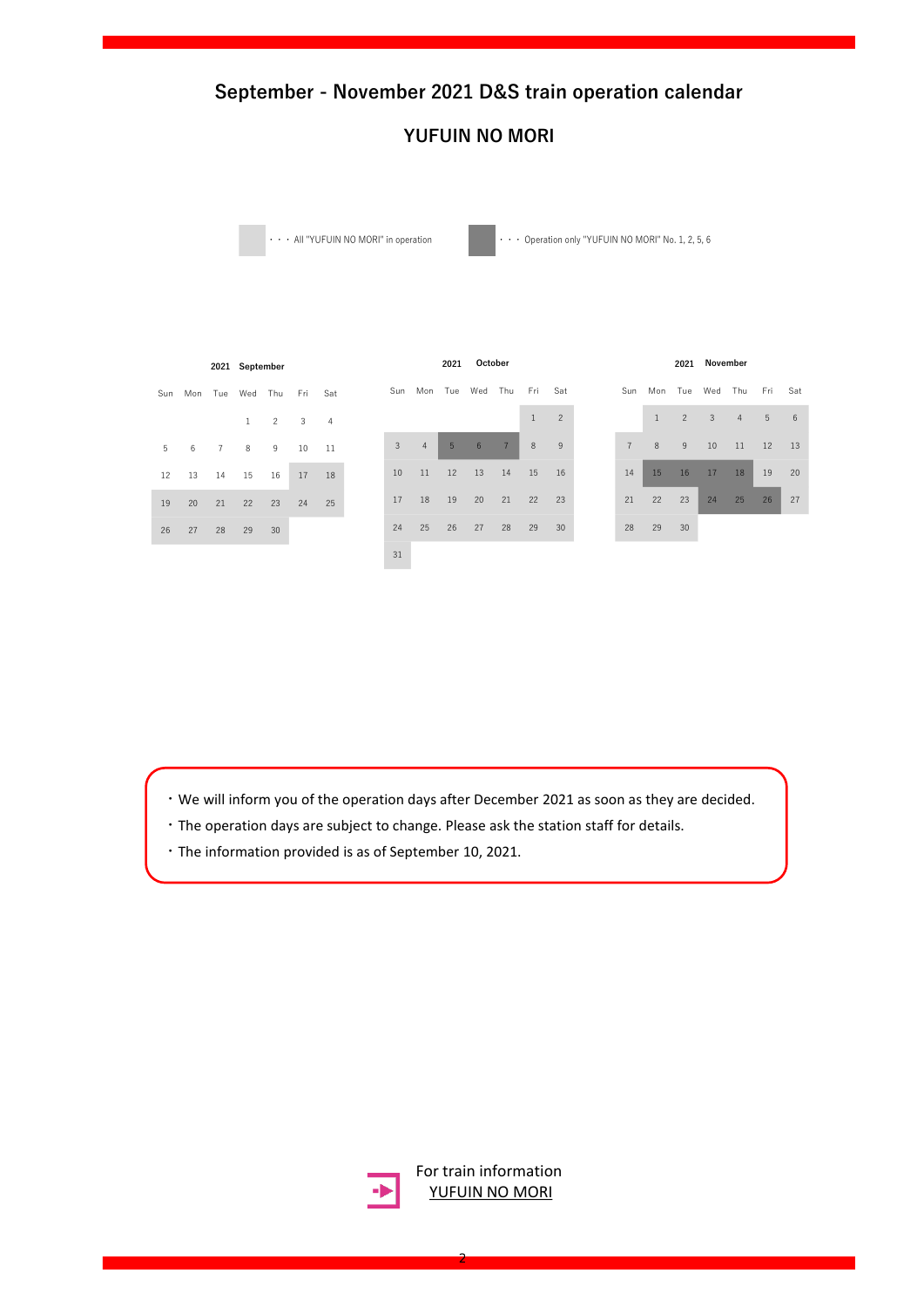# September - November 2021 D&S train operation calendar

## YUFUIN NO MORI

・・・ All "YUFUIN NO MORI" in operation

・・・ Operation only "YUFUIN NO MORI" No. 1, 2, 5, 6

**2021 September**

| Sun | Mon | Tue | Wed | Thu | Fri | Sat |
|---|---|---|---|---|---|---|
| | | | 1 | 2 | 3 | 4 |
| 5 | 6 | 7 | 8 | 9 | 10 | 11 |
| 12 | 13 | 14 | 15 | 16 | 17 | 18 |
| 19 | 20 | 21 | 22 | 23 | 24 | 25 |
| 26 | 27 | 28 | 29 | 30 | | |

**2021 October**

| Sun | Mon | Tue | Wed | Thu | Fri | Sat |
|---|---|---|---|---|---|---|
| | | | | | 1 | 2 |
| 3 | 4 | 5 | 6 | 7 | 8 | 9 |
| 10 | 11 | 12 | 13 | 14 | 15 | 16 |
| 17 | 18 | 19 | 20 | 21 | 22 | 23 |
| 24 | 25 | 26 | 27 | 28 | 29 | 30 |
| 31 | | | | | | |

**2021 November**

| Sun | Mon | Tue | Wed | Thu | Fri | Sat |
|---|---|---|---|---|---|---|
| | 1 | 2 | 3 | 4 | 5 | 6 |
| 7 | 8 | 9 | 10 | 11 | 12 | 13 |
| 14 | 15 | 16 | 17 | 18 | 19 | 20 |
| 21 | 22 | 23 | 24 | 25 | 26 | 27 |
| 28 | 29 | 30 | | | | |

・We will inform you of the operation days after December 2021 as soon as they are decided.

・The operation days are subject to change. Please ask the station staff for details.

・The information provided is as of September 10, 2021.

For train information
YUFUIN NO MORI